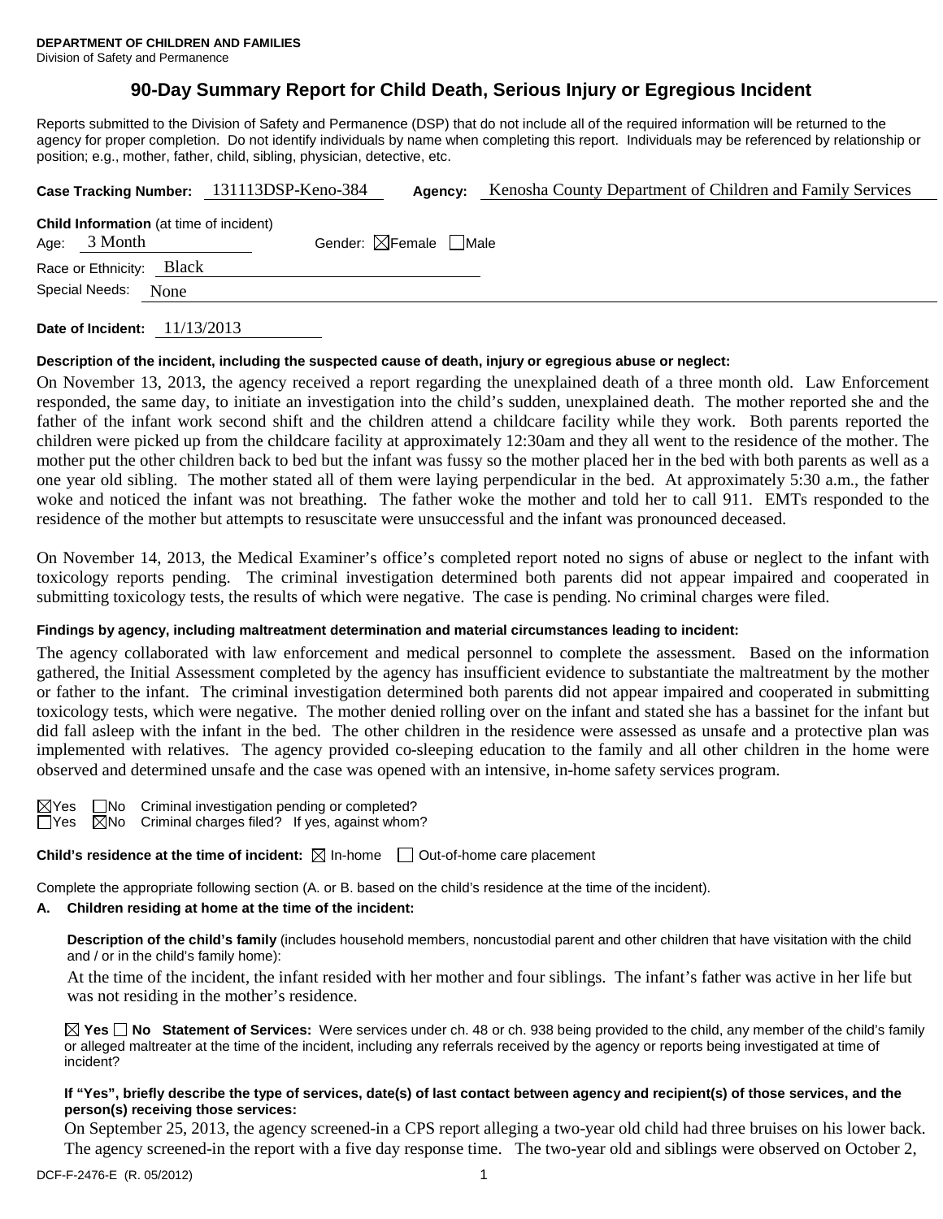**DEPARTMENT OF CHILDREN AND FAMILIES**
Division of Safety and Permanence

# 90-Day Summary Report for Child Death, Serious Injury or Egregious Incident

Reports submitted to the Division of Safety and Permanence (DSP) that do not include all of the required information will be returned to the agency for proper completion. Do not identify individuals by name when completing this report. Individuals may be referenced by relationship or position; e.g., mother, father, child, sibling, physician, detective, etc.

**Case Tracking Number:** 131113DSP-Keno-384 **Agency:** Kenosha County Department of Children and Family Services

**Child Information** (at time of incident)
Age: 3 Month Gender: ☒Female ☐Male
Race or Ethnicity: Black
Special Needs: None

**Date of Incident:** 11/13/2013

**Description of the incident, including the suspected cause of death, injury or egregious abuse or neglect:**

On November 13, 2013, the agency received a report regarding the unexplained death of a three month old. Law Enforcement responded, the same day, to initiate an investigation into the child's sudden, unexplained death. The mother reported she and the father of the infant work second shift and the children attend a childcare facility while they work. Both parents reported the children were picked up from the childcare facility at approximately 12:30am and they all went to the residence of the mother. The mother put the other children back to bed but the infant was fussy so the mother placed her in the bed with both parents as well as a one year old sibling. The mother stated all of them were laying perpendicular in the bed. At approximately 5:30 a.m., the father woke and noticed the infant was not breathing. The father woke the mother and told her to call 911. EMTs responded to the residence of the mother but attempts to resuscitate were unsuccessful and the infant was pronounced deceased.

On November 14, 2013, the Medical Examiner's office's completed report noted no signs of abuse or neglect to the infant with toxicology reports pending. The criminal investigation determined both parents did not appear impaired and cooperated in submitting toxicology tests, the results of which were negative. The case is pending. No criminal charges were filed.

**Findings by agency, including maltreatment determination and material circumstances leading to incident:**

The agency collaborated with law enforcement and medical personnel to complete the assessment. Based on the information gathered, the Initial Assessment completed by the agency has insufficient evidence to substantiate the maltreatment by the mother or father to the infant. The criminal investigation determined both parents did not appear impaired and cooperated in submitting toxicology tests, which were negative. The mother denied rolling over on the infant and stated she has a bassinet for the infant but did fall asleep with the infant in the bed. The other children in the residence were assessed as unsafe and a protective plan was implemented with relatives. The agency provided co-sleeping education to the family and all other children in the home were observed and determined unsafe and the case was opened with an intensive, in-home safety services program.

☒Yes ☐No Criminal investigation pending or completed?
☐Yes ☒No Criminal charges filed? If yes, against whom?

**Child's residence at the time of incident:** ☒ In-home ☐ Out-of-home care placement

Complete the appropriate following section (A. or B. based on the child's residence at the time of the incident).

**A. Children residing at home at the time of the incident:**

**Description of the child's family** (includes household members, noncustodial parent and other children that have visitation with the child and / or in the child's family home):

At the time of the incident, the infant resided with her mother and four siblings. The infant's father was active in her life but was not residing in the mother's residence.

☒ **Yes** ☐ **No Statement of Services:** Were services under ch. 48 or ch. 938 being provided to the child, any member of the child's family or alleged maltreater at the time of the incident, including any referrals received by the agency or reports being investigated at time of incident?

**If "Yes", briefly describe the type of services, date(s) of last contact between agency and recipient(s) of those services, and the person(s) receiving those services:**

On September 25, 2013, the agency screened-in a CPS report alleging a two-year old child had three bruises on his lower back. The agency screened-in the report with a five day response time. The two-year old and siblings were observed on October 2,

DCF-F-2476-E (R. 05/2012)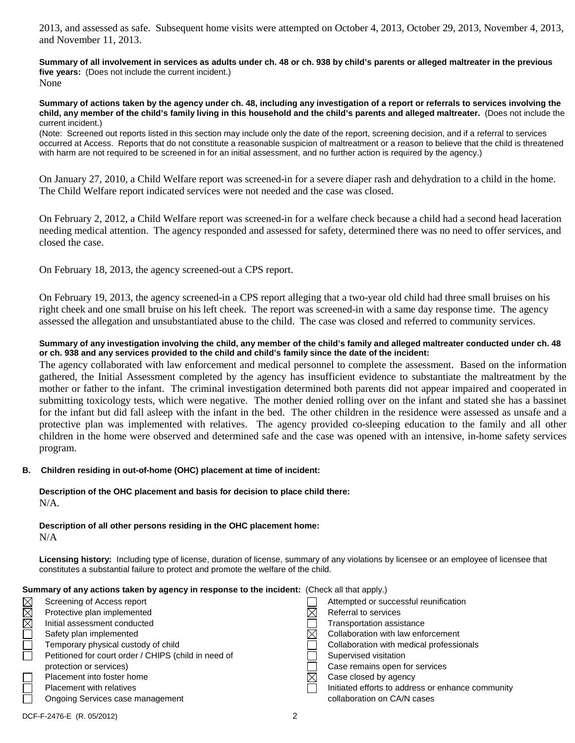2013, and assessed as safe. Subsequent home visits were attempted on October 4, 2013, October 29, 2013, November 4, 2013, and November 11, 2013.

**Summary of all involvement in services as adults under ch. 48 or ch. 938 by child's parents or alleged maltreater in the previous five years:** (Does not include the current incident.)
None

**Summary of actions taken by the agency under ch. 48, including any investigation of a report or referrals to services involving the child, any member of the child's family living in this household and the child's parents and alleged maltreater.** (Does not include the current incident.)
(Note: Screened out reports listed in this section may include only the date of the report, screening decision, and if a referral to services occurred at Access. Reports that do not constitute a reasonable suspicion of maltreatment or a reason to believe that the child is threatened with harm are not required to be screened in for an initial assessment, and no further action is required by the agency.)

On January 27, 2010, a Child Welfare report was screened-in for a severe diaper rash and dehydration to a child in the home. The Child Welfare report indicated services were not needed and the case was closed.

On February 2, 2012, a Child Welfare report was screened-in for a welfare check because a child had a second head laceration needing medical attention. The agency responded and assessed for safety, determined there was no need to offer services, and closed the case.

On February 18, 2013, the agency screened-out a CPS report.

On February 19, 2013, the agency screened-in a CPS report alleging that a two-year old child had three small bruises on his right cheek and one small bruise on his left cheek. The report was screened-in with a same day response time. The agency assessed the allegation and unsubstantiated abuse to the child. The case was closed and referred to community services.

**Summary of any investigation involving the child, any member of the child's family and alleged maltreater conducted under ch. 48 or ch. 938 and any services provided to the child and child's family since the date of the incident:**

The agency collaborated with law enforcement and medical personnel to complete the assessment. Based on the information gathered, the Initial Assessment completed by the agency has insufficient evidence to substantiate the maltreatment by the mother or father to the infant. The criminal investigation determined both parents did not appear impaired and cooperated in submitting toxicology tests, which were negative. The mother denied rolling over on the infant and stated she has a bassinet for the infant but did fall asleep with the infant in the bed. The other children in the residence were assessed as unsafe and a protective plan was implemented with relatives. The agency provided co-sleeping education to the family and all other children in the home were observed and determined safe and the case was opened with an intensive, in-home safety services program.

**B. Children residing in out-of-home (OHC) placement at time of incident:**

**Description of the OHC placement and basis for decision to place child there:**
N/A.

**Description of all other persons residing in the OHC placement home:**
N/A

**Licensing history:** Including type of license, duration of license, summary of any violations by licensee or an employee of licensee that constitutes a substantial failure to protect and promote the welfare of the child.

**Summary of any actions taken by agency in response to the incident:** (Check all that apply.)

- ☒ Screening of Access report
- ☒ Protective plan implemented
- ☒ Initial assessment conducted
- ☐ Safety plan implemented
- ☐ Temporary physical custody of child
- ☐ Petitioned for court order / CHIPS (child in need of protection or services)
- ☐ Placement into foster home
- ☐ Placement with relatives
- ☐ Ongoing Services case management
- ☐ Attempted or successful reunification
- ☒ Referral to services
- ☐ Transportation assistance
- ☒ Collaboration with law enforcement
- ☐ Collaboration with medical professionals
- ☐ Supervised visitation
- ☐ Case remains open for services
- ☒ Case closed by agency
- ☐ Initiated efforts to address or enhance community collaboration on CA/N cases

DCF-F-2476-E (R. 05/2012)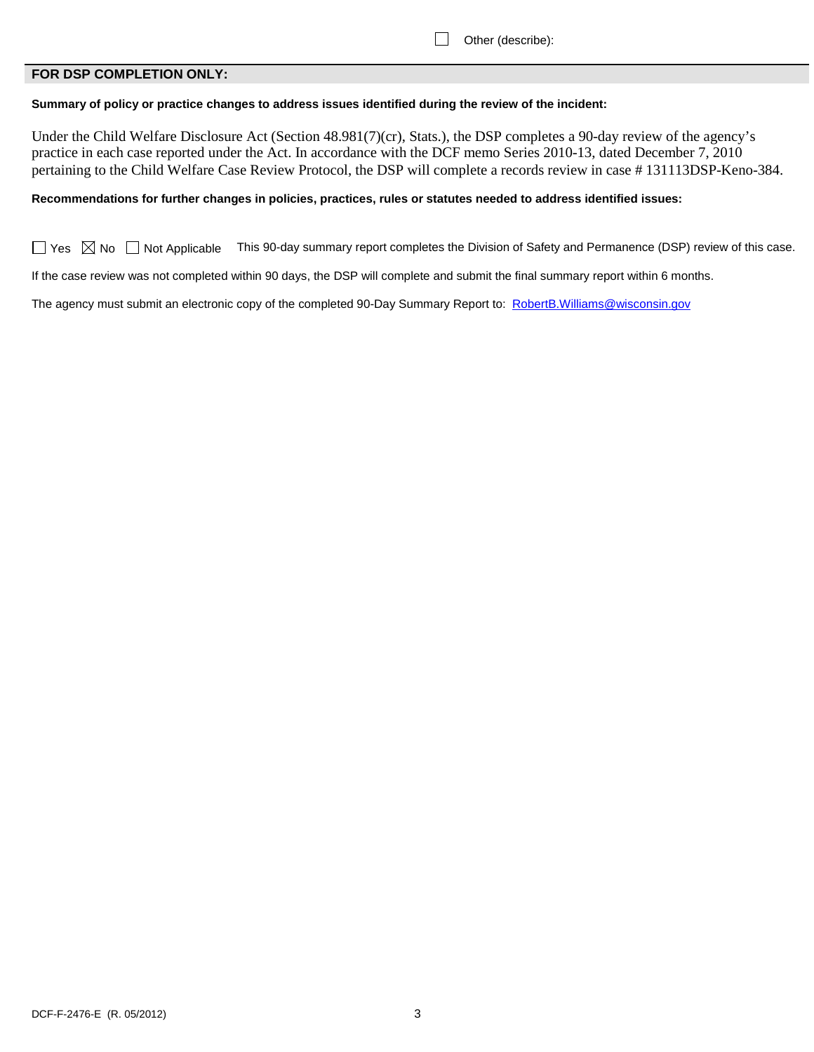☐ Other (describe):

## FOR DSP COMPLETION ONLY:

**Summary of policy or practice changes to address issues identified during the review of the incident:**

Under the Child Welfare Disclosure Act (Section 48.981(7)(cr), Stats.), the DSP completes a 90-day review of the agency's practice in each case reported under the Act. In accordance with the DCF memo Series 2010-13, dated December 7, 2010 pertaining to the Child Welfare Case Review Protocol, the DSP will complete a records review in case # 131113DSP-Keno-384.

**Recommendations for further changes in policies, practices, rules or statutes needed to address identified issues:**

☐ Yes ☒ No ☐ Not Applicable    This 90-day summary report completes the Division of Safety and Permanence (DSP) review of this case.

If the case review was not completed within 90 days, the DSP will complete and submit the final summary report within 6 months.

The agency must submit an electronic copy of the completed 90-Day Summary Report to: RobertB.Williams@wisconsin.gov

DCF-F-2476-E (R. 05/2012)